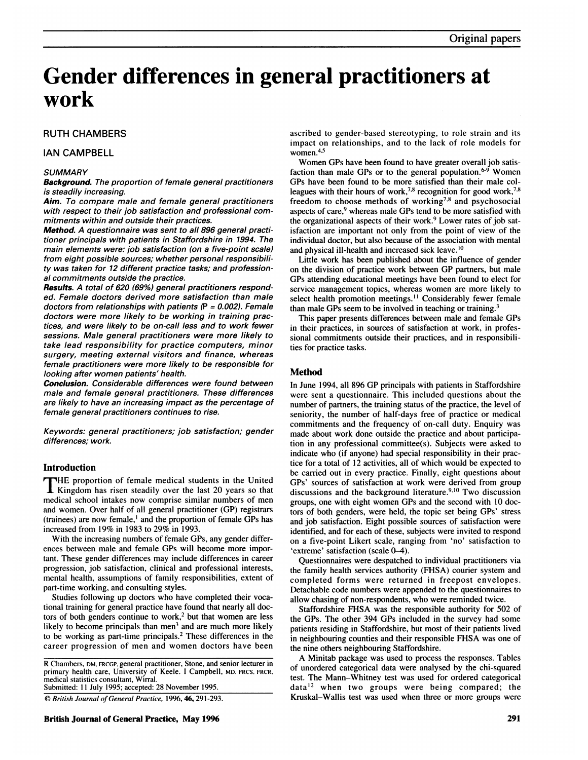# Gender differences in general practitioners at work

RUTH CHAMBERS

IAN CAMPBELL

*SUMMARY*

***Background.*** *The proportion of female general practitioners is steadily increasing.*

***Aim.*** *To compare male and female general practitioners with respect to their job satisfaction and professional commitments within and outside their practices.*

***Method.*** *A questionnaire was sent to all 896 general practitioner principals with patients in Staffordshire in 1994. The main elements were: job satisfaction (on a five-point scale) from eight possible sources; whether personal responsibility was taken for 12 different practice tasks; and professional commitments outside the practice.*

***Results.*** *A total of 620 (69%) general practitioners responded. Female doctors derived more satisfaction than male doctors from relationships with patients (P = 0.002). Female doctors were more likely to be working in training practices, and were likely to be on-call less and to work fewer sessions. Male general practitioners were more likely to take lead responsibility for practice computers, minor surgery, meeting external visitors and finance, whereas female practitioners were more likely to be responsible for looking after women patients' health.*

***Conclusion.*** *Considerable differences were found between male and female general practitioners. These differences are likely to have an increasing impact as the percentage of female general practitioners continues to rise.*

*Keywords: general practitioners; job satisfaction; gender differences; work.*

## Introduction

THE proportion of female medical students in the United Kingdom has risen steadily over the last 20 years so that medical school intakes now comprise similar numbers of men and women. Over half of all general practitioner (GP) registrars (trainees) are now female,[1] and the proportion of female GPs has increased from 19% in 1983 to 29% in 1993.

With the increasing numbers of female GPs, any gender differences between male and female GPs will become more important. These gender differences may include differences in career progression, job satisfaction, clinical and professional interests, mental health, assumptions of family responsibilities, extent of part-time working, and consulting styles.

Studies following up doctors who have completed their vocational training for general practice have found that nearly all doctors of both genders continue to work,[2] but that women are less likely to become principals than men[3] and are much more likely to be working as part-time principals.[2] These differences in the career progression of men and women doctors have been ascribed to gender-based stereotyping, to role strain and its impact on relationships, and to the lack of role models for women.[4,5]

Women GPs have been found to have greater overall job satisfaction than male GPs or to the general population.[6-9] Women GPs have been found to be more satisfied than their male colleagues with their hours of work,[7,8] recognition for good work,[7,8] freedom to choose methods of working[7,8] and psychosocial aspects of care,[9] whereas male GPs tend to be more satisfied with the organizational aspects of their work.[9] Lower rates of job satisfaction are important not only from the point of view of the individual doctor, but also because of the association with mental and physical ill-health and increased sick leave.[10]

Little work has been published about the influence of gender on the division of practice work between GP partners, but male GPs attending educational meetings have been found to elect for service management topics, whereas women are more likely to select health promotion meetings.[11] Considerably fewer female than male GPs seem to be involved in teaching or training.[3]

This paper presents differences between male and female GPs in their practices, in sources of satisfaction at work, in professional commitments outside their practices, and in responsibilities for practice tasks.

## Method

In June 1994, all 896 GP principals with patients in Staffordshire were sent a questionnaire. This included questions about the number of partners, the training status of the practice, the level of seniority, the number of half-days free of practice or medical commitments and the frequency of on-call duty. Enquiry was made about work done outside the practice and about participation in any professional committee(s). Subjects were asked to indicate who (if anyone) had special responsibility in their practice for a total of 12 activities, all of which would be expected to be carried out in every practice. Finally, eight questions about GPs' sources of satisfaction at work were derived from group discussions and the background literature.[9,10] Two discussion groups, one with eight women GPs and the second with 10 doctors of both genders, were held, the topic set being GPs' stress and job satisfaction. Eight possible sources of satisfaction were identified, and for each of these, subjects were invited to respond on a five-point Likert scale, ranging from 'no' satisfaction to 'extreme' satisfaction (scale 0–4).

Questionnaires were despatched to individual practitioners via the family health services authority (FHSA) courier system and completed forms were returned in freepost envelopes. Detachable code numbers were appended to the questionnaires to allow chasing of non-respondents, who were reminded twice.

Staffordshire FHSA was the responsible authority for 502 of the GPs. The other 394 GPs included in the survey had some patients residing in Staffordshire, but most of their patients lived in neighbouring counties and their responsible FHSA was one of the nine others neighbouring Staffordshire.

A Minitab package was used to process the responses. Tables of unordered categorical data were analysed by the chi-squared test. The Mann–Whitney test was used for ordered categorical data[12] when two groups were being compared; the Kruskal–Wallis test was used when three or more groups were

R Chambers, DM, FRCGP, general practitioner, Stone, and senior lecturer in primary health care, University of Keele. I Campbell, MD, FRCS, FRCR, medical statistics consultant, Wirral.
Submitted: 11 July 1995; accepted: 28 November 1995.

© British Journal of General Practice, 1996, 46, 291-293.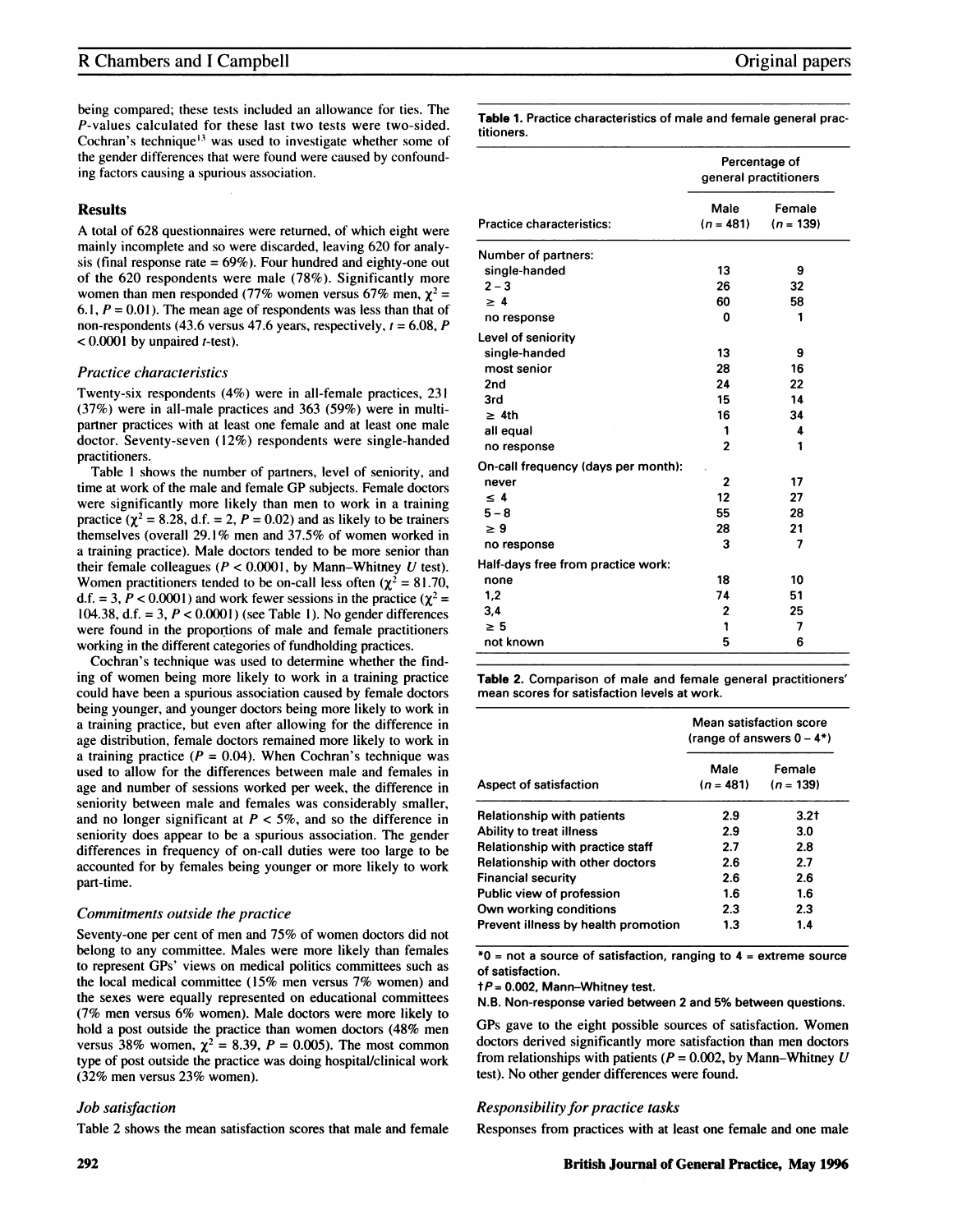being compared; these tests included an allowance for ties. The $P$-values calculated for these last two tests were two-sided. Cochran's technique[13] was used to investigate whether some of the gender differences that were found were caused by confounding factors causing a spurious association.

## Results

A total of 628 questionnaires were returned, of which eight were mainly incomplete and so were discarded, leaving 620 for analysis (final response rate = 69%). Four hundred and eighty-one out of the 620 respondents were male (78%). Significantly more women than men responded (77% women versus 67% men, $\chi^2 = 6.1$, $P = 0.01$). The mean age of respondents was less than that of non-respondents (43.6 versus 47.6 years, respectively, $t = 6.08$, $P < 0.0001$ by unpaired $t$-test).

### *Practice characteristics*

Twenty-six respondents (4%) were in all-female practices, 231 (37%) were in all-male practices and 363 (59%) were in multi-partner practices with at least one female and at least one male doctor. Seventy-seven (12%) respondents were single-handed practitioners.

Table 1 shows the number of partners, level of seniority, and time at work of the male and female GP subjects. Female doctors were significantly more likely than men to work in a training practice ($\chi^2 = 8.28$, d.f. = 2, $P = 0.02$) and as likely to be trainers themselves (overall 29.1% men and 37.5% of women worked in a training practice). Male doctors tended to be more senior than their female colleagues ($P < 0.0001$, by Mann–Whitney $U$ test). Women practitioners tended to be on-call less often ($\chi^2 = 81.70$, d.f. = 3, $P < 0.0001$) and work fewer sessions in the practice ($\chi^2 = 104.38$, d.f. = 3, $P < 0.0001$) (see Table 1). No gender differences were found in the proportions of male and female practitioners working in the different categories of fundholding practices.

Cochran's technique was used to determine whether the finding of women being more likely to work in a training practice could have been a spurious association caused by female doctors being younger, and younger doctors being more likely to work in a training practice, but even after allowing for the difference in age distribution, female doctors remained more likely to work in a training practice ($P = 0.04$). When Cochran's technique was used to allow for the differences between male and females in age and number of sessions worked per week, the difference in seniority between male and females was considerably smaller, and no longer significant at $P < 5\%$, and so the difference in seniority does appear to be a spurious association. The gender differences in frequency of on-call duties were too large to be accounted for by females being younger or more likely to work part-time.

### *Commitments outside the practice*

Seventy-one per cent of men and 75% of women doctors did not belong to any committee. Males were more likely than females to represent GPs' views on medical politics committees such as the local medical committee (15% men versus 7% women) and the sexes were equally represented on educational committees (7% men versus 6% women). Male doctors were more likely to hold a post outside the practice than women doctors (48% men versus 38% women, $\chi^2 = 8.39$, $P = 0.005$). The most common type of post outside the practice was doing hospital/clinical work (32% men versus 23% women).

### *Job satisfaction*

Table 2 shows the mean satisfaction scores that male and female GPs gave to the eight possible sources of satisfaction. Women doctors derived significantly more satisfaction than men doctors from relationships with patients ($P = 0.002$, by Mann–Whitney $U$ test). No other gender differences were found.

**Table 1.** Practice characteristics of male and female general practitioners.

| | Percentage of general practitioners | |
|---|---|---|
| Practice characteristics: | Male ($n = 481$) | Female ($n = 139$) |
| Number of partners: | | |
| single-handed | 13 | 9 |
| 2 – 3 | 26 | 32 |
| ≥ 4 | 60 | 58 |
| no response | 0 | 1 |
| Level of seniority | | |
| single-handed | 13 | 9 |
| most senior | 28 | 16 |
| 2nd | 24 | 22 |
| 3rd | 15 | 14 |
| ≥ 4th | 16 | 34 |
| all equal | 1 | 4 |
| no response | 2 | 1 |
| On-call frequency (days per month): | | |
| never | 2 | 17 |
| ≤ 4 | 12 | 27 |
| 5 – 8 | 55 | 28 |
| ≥ 9 | 28 | 21 |
| no response | 3 | 7 |
| Half-days free from practice work: | | |
| none | 18 | 10 |
| 1,2 | 74 | 51 |
| 3,4 | 2 | 25 |
| ≥ 5 | 1 | 7 |
| not known | 5 | 6 |

**Table 2.** Comparison of male and female general practitioners' mean scores for satisfaction levels at work.

| | Mean satisfaction score (range of answers 0 – 4*) | |
|---|---|---|
| Aspect of satisfaction | Male ($n = 481$) | Female ($n = 139$) |
| Relationship with patients | 2.9 | 3.2† |
| Ability to treat illness | 2.9 | 3.0 |
| Relationship with practice staff | 2.7 | 2.8 |
| Relationship with other doctors | 2.6 | 2.7 |
| Financial security | 2.6 | 2.6 |
| Public view of profession | 1.6 | 1.6 |
| Own working conditions | 2.3 | 2.3 |
| Prevent illness by health promotion | 1.3 | 1.4 |

*0 = not a source of satisfaction, ranging to 4 = extreme source of satisfaction.
†$P = 0.002$, Mann–Whitney test.
N.B. Non-response varied between 2 and 5% between questions.

### *Responsibility for practice tasks*

Responses from practices with at least one female and one male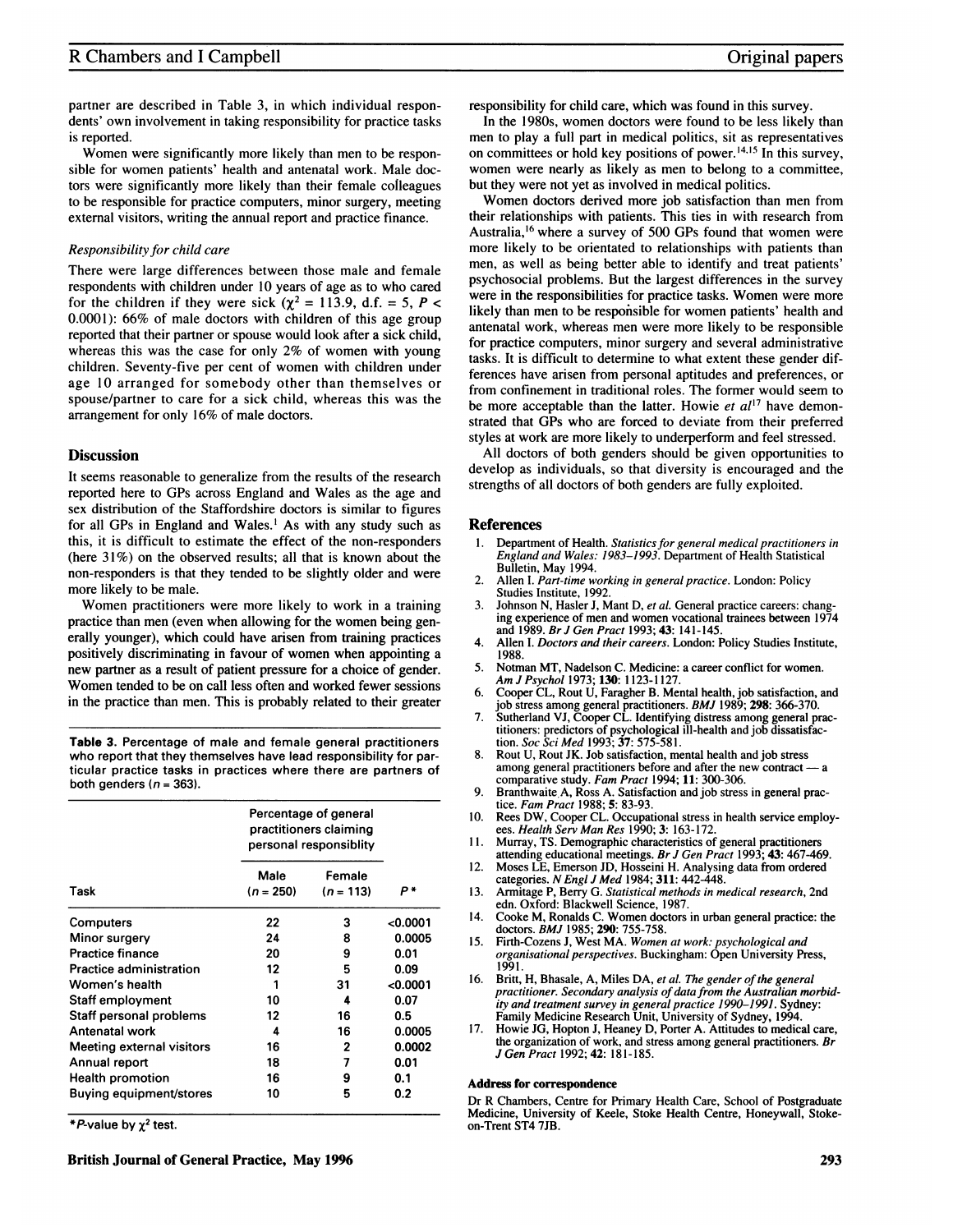partner are described in Table 3, in which individual respondents' own involvement in taking responsibility for practice tasks is reported.

Women were significantly more likely than men to be responsible for women patients' health and antenatal work. Male doctors were significantly more likely than their female colleagues to be responsible for practice computers, minor surgery, meeting external visitors, writing the annual report and practice finance.

*Responsibility for child care*

There were large differences between those male and female respondents with children under 10 years of age as to who cared for the children if they were sick ($\chi^2 = 113.9$, d.f. = 5, $P < 0.0001$): 66% of male doctors with children of this age group reported that their partner or spouse would look after a sick child, whereas this was the case for only 2% of women with young children. Seventy-five per cent of women with children under age 10 arranged for somebody other than themselves or spouse/partner to care for a sick child, whereas this was the arrangement for only 16% of male doctors.

## Discussion

It seems reasonable to generalize from the results of the research reported here to GPs across England and Wales as the age and sex distribution of the Staffordshire doctors is similar to figures for all GPs in England and Wales.[1] As with any study such as this, it is difficult to estimate the effect of the non-responders (here 31%) on the observed results; all that is known about the non-responders is that they tended to be slightly older and were more likely to be male.

Women practitioners were more likely to work in a training practice than men (even when allowing for the women being generally younger), which could have arisen from training practices positively discriminating in favour of women when appointing a new partner as a result of patient pressure for a choice of gender. Women tended to be on call less often and worked fewer sessions in the practice than men. This is probably related to their greater responsibility for child care, which was found in this survey.

In the 1980s, women doctors were found to be less likely than men to play a full part in medical politics, sit as representatives on committees or hold key positions of power.[14,15] In this survey, women were nearly as likely as men to belong to a committee, but they were not yet as involved in medical politics.

Women doctors derived more job satisfaction than men from their relationships with patients. This ties in with research from Australia,[16] where a survey of 500 GPs found that women were more likely to be orientated to relationships with patients than men, as well as being better able to identify and treat patients' psychosocial problems. But the largest differences in the survey were in the responsibilities for practice tasks. Women were more likely than men to be responsible for women patients' health and antenatal work, whereas men were more likely to be responsible for practice computers, minor surgery and several administrative tasks. It is difficult to determine to what extent these gender differences have arisen from personal aptitudes and preferences, or from confinement in traditional roles. The former would seem to be more acceptable than the latter. Howie *et al*[17] have demonstrated that GPs who are forced to deviate from their preferred styles at work are more likely to underperform and feel stressed.

All doctors of both genders should be given opportunities to develop as individuals, so that diversity is encouraged and the strengths of all doctors of both genders are fully exploited.

**Table 3.** Percentage of male and female general practitioners who report that they themselves have lead responsibility for particular practice tasks in practices where there are partners of both genders ($n = 363$).

| | Percentage of general practitioners claiming personal responsiblity | | |
|---|---|---|---|
| Task | Male ($n = 250$) | Female ($n = 113$) | $P$* |
| Computers | 22 | 3 | <0.0001 |
| Minor surgery | 24 | 8 | 0.0005 |
| Practice finance | 20 | 9 | 0.01 |
| Practice administration | 12 | 5 | 0.09 |
| Women's health | 1 | 31 | <0.0001 |
| Staff employment | 10 | 4 | 0.07 |
| Staff personal problems | 12 | 16 | 0.5 |
| Antenatal work | 4 | 16 | 0.0005 |
| Meeting external visitors | 16 | 2 | 0.0002 |
| Annual report | 18 | 7 | 0.01 |
| Health promotion | 16 | 9 | 0.1 |
| Buying equipment/stores | 10 | 5 | 0.2 |

*$P$-value by $\chi^2$ test.

## References

1. Department of Health. *Statistics for general medical practitioners in England and Wales: 1983–1993.* Department of Health Statistical Bulletin, May 1994.
2. Allen I. *Part-time working in general practice.* London: Policy Studies Institute, 1992.
3. Johnson N, Hasler J, Mant D, *et al.* General practice careers: changing experience of men and women vocational trainees between 1974 and 1989. *Br J Gen Pract* 1993; **43**: 141-145.
4. Allen I. *Doctors and their careers.* London: Policy Studies Institute, 1988.
5. Notman MT, Nadelson C. Medicine: a career conflict for women. *Am J Psychol* 1973; **130**: 1123-1127.
6. Cooper CL, Rout U, Faragher B. Mental health, job satisfaction, and job stress among general practitioners. *BMJ* 1989; **298**: 366-370.
7. Sutherland VJ, Cooper CL. Identifying distress among general practitioners: predictors of psychological ill-health and job dissatisfaction. *Soc Sci Med* 1993; **37**: 575-581.
8. Rout U, Rout JK. Job satisfaction, mental health and job stress among general practitioners before and after the new contract — a comparative study. *Fam Pract* 1994; **11**: 300-306.
9. Branthwaite A, Ross A. Satisfaction and job stress in general practice. *Fam Pract* 1988; **5**: 83-93.
10. Rees DW, Cooper CL. Occupational stress in health service employees. *Health Serv Man Res* 1990; **3**: 163-172.
11. Murray, TS. Demographic characteristics of general practitioners attending educational meetings. *Br J Gen Pract* 1993; **43**: 467-469.
12. Moses LE, Emerson JD, Hosseini H. Analysing data from ordered categories. *N Engl J Med* 1984; **311**: 442-448.
13. Armitage P, Berry G. *Statistical methods in medical research*, 2nd edn. Oxford: Blackwell Science, 1987.
14. Cooke M, Ronalds C. Women doctors in urban general practice: the doctors. *BMJ* 1985; **290**: 755-758.
15. Firth-Cozens J, West MA. *Women at work: psychological and organisational perspectives.* Buckingham: Open University Press, 1991.
16. Britt, H, Bhasale, A, Miles DA, *et al. The gender of the general practitioner. Secondary analysis of data from the Australian morbidity and treatment survey in general practice 1990–1991.* Sydney: Family Medicine Research Unit, University of Sydney, 1994.
17. Howie JG, Hopton J, Heaney D, Porter A. Attitudes to medical care, the organization of work, and stress among general practitioners. *Br J Gen Pract* 1992; **42**: 181-185.

### Address for correspondence

Dr R Chambers, Centre for Primary Health Care, School of Postgraduate Medicine, University of Keele, Stoke Health Centre, Honeywall, Stoke-on-Trent ST4 7JB.